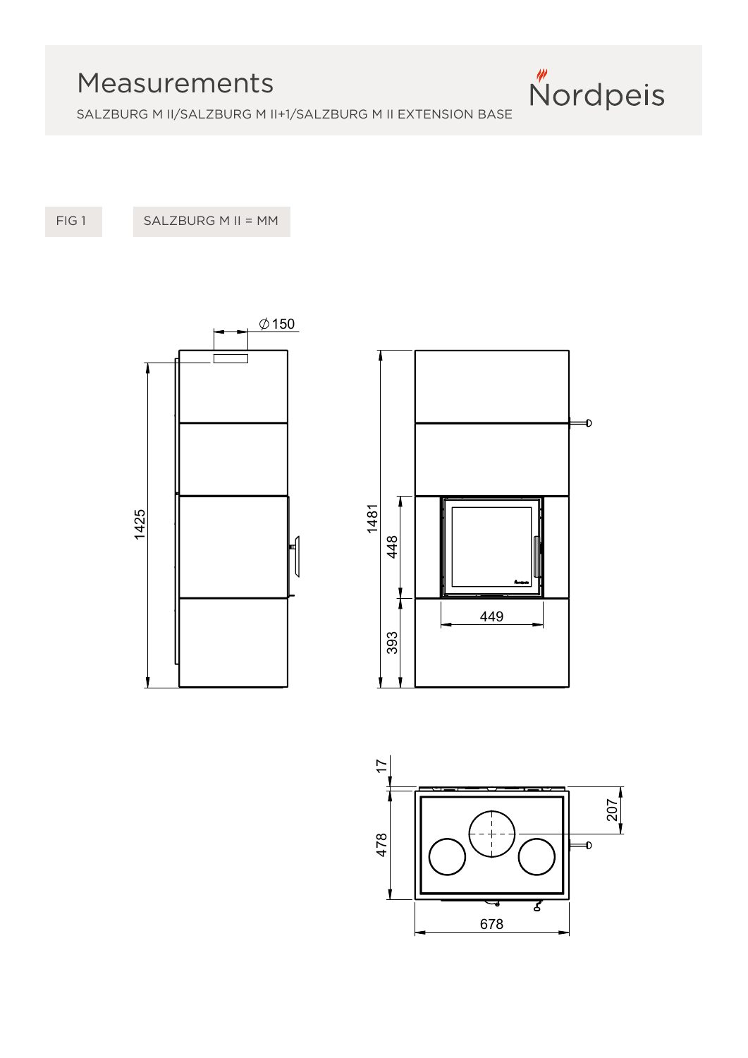# Measurements

SALZBURG M II/SALZBURG M II+1/SALZBURG M II EXTENSION BASE

FIG 1

SALZBURG M II = MM

∅150

1425

1481

448

393

449

17

207

478

678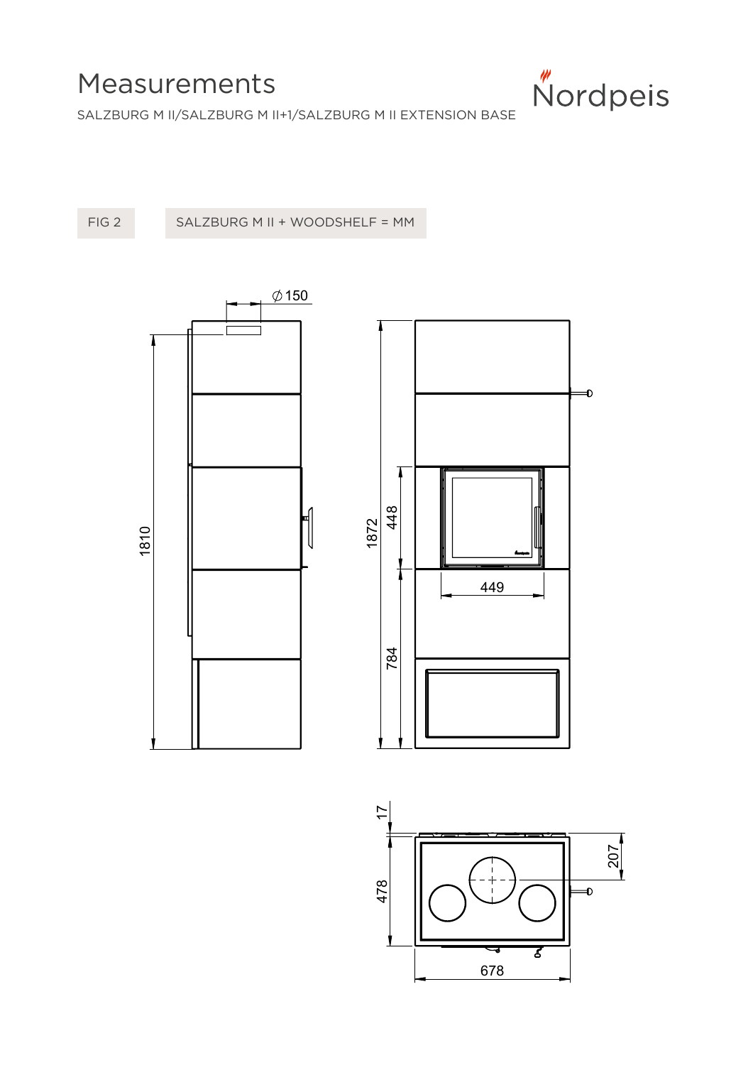# Measurements

SALZBURG M II/SALZBURG M II+1/SALZBURG M II EXTENSION BASE

FIG 2

SALZBURG M II + WOODSHELF = MM

∅150

1810

1872

448

449

784

17

207

478

678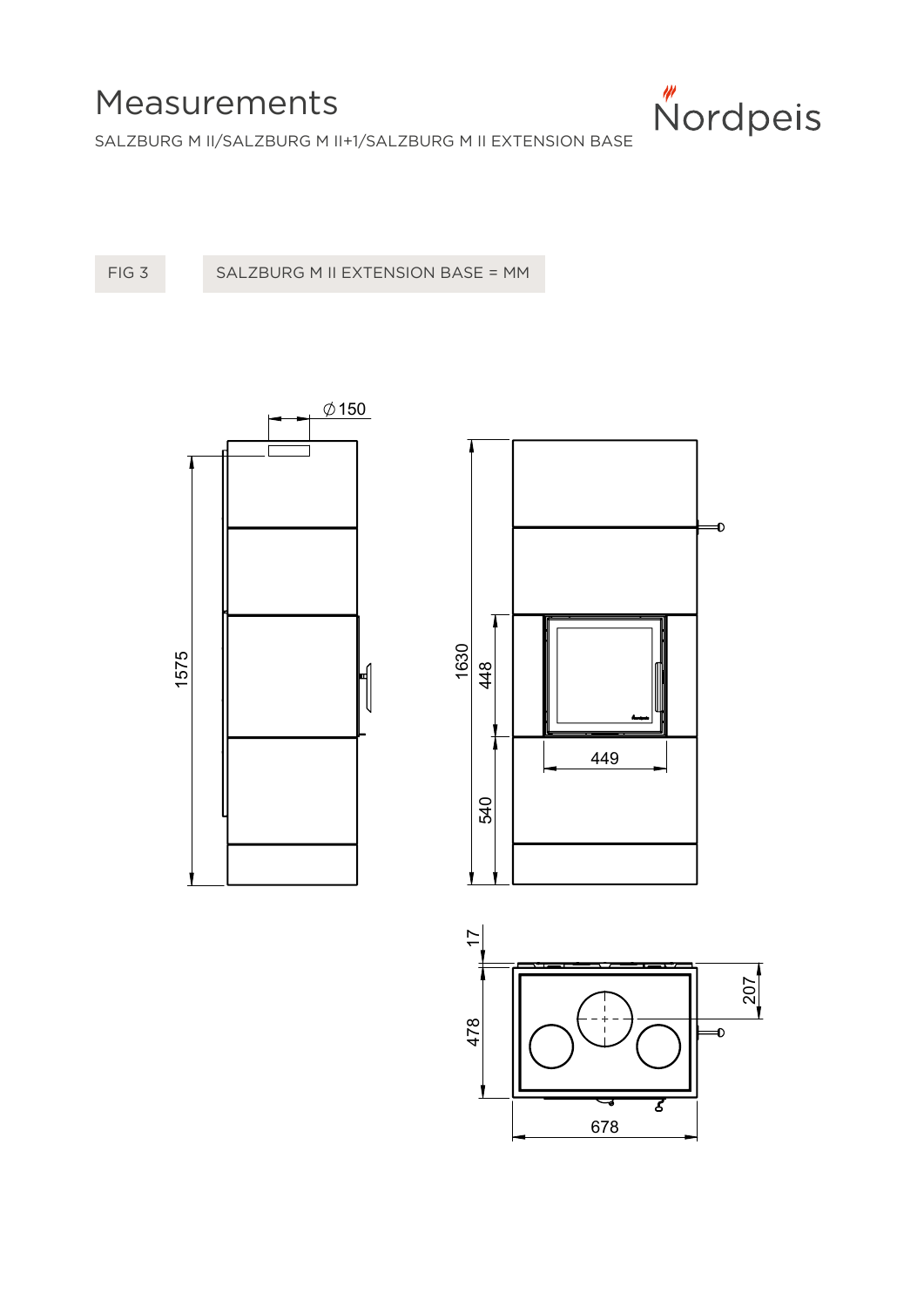# Measurements

SALZBURG M II/SALZBURG M II+1/SALZBURG M II EXTENSION BASE

FIG 3

SALZBURG M II EXTENSION BASE = MM

∅150

1575

1630

448

449

540

17

207

478

678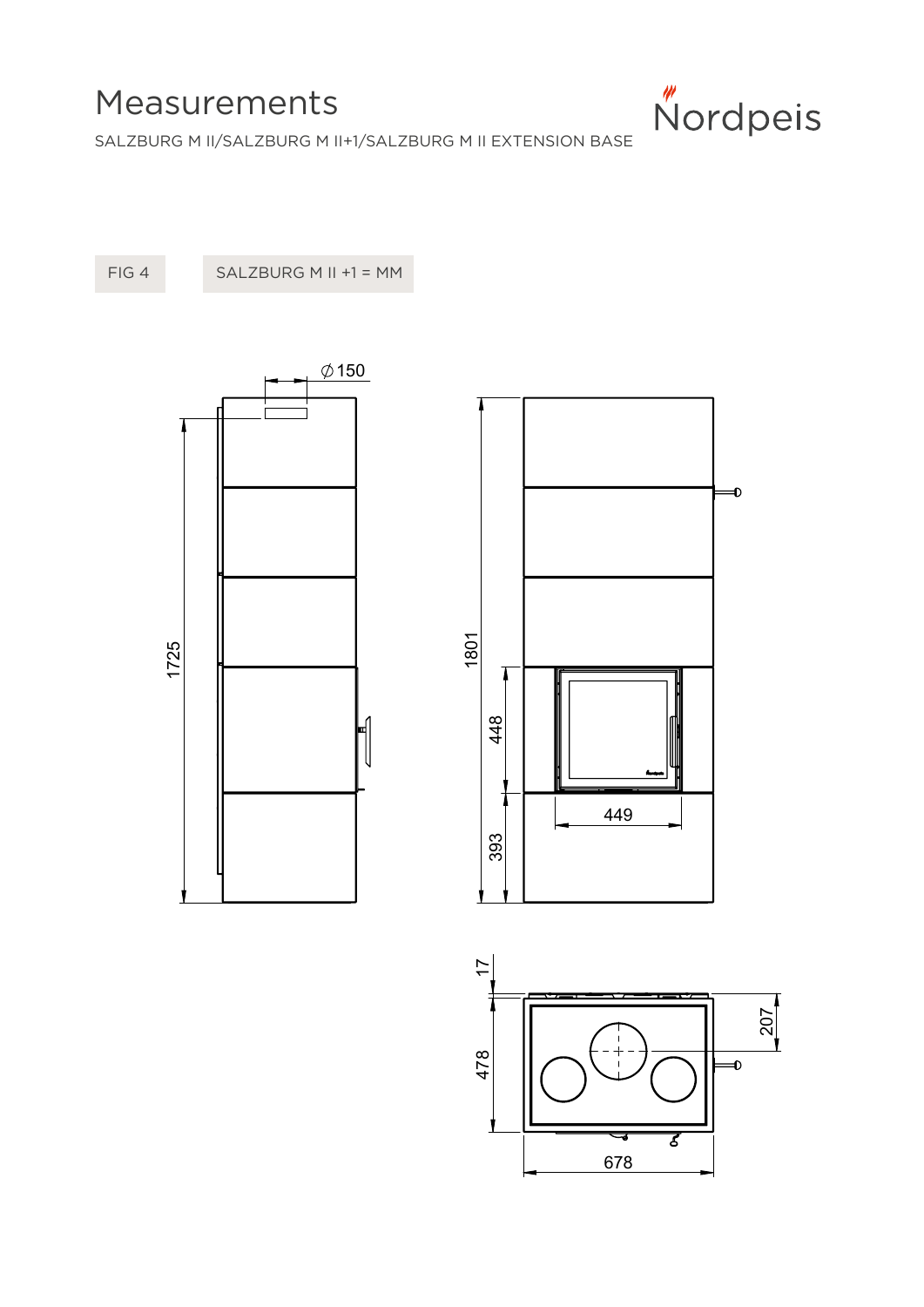# Measurements

SALZBURG M II/SALZBURG M II+1/SALZBURG M II EXTENSION BASE

Nordpeis

FIG 4

SALZBURG M II +1 = MM

∅150

1725

1801

448

449

393

17

207

478

678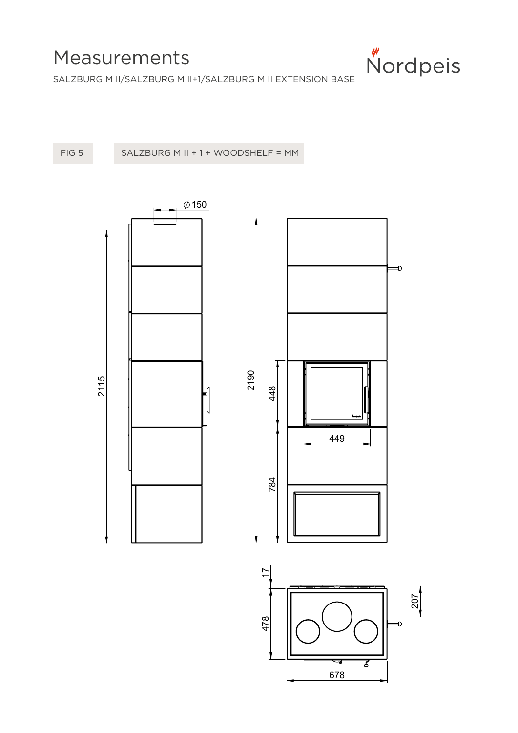# Measurements

SALZBURG M II/SALZBURG M II+1/SALZBURG M II EXTENSION BASE

FIG 5

SALZBURG M II + 1 + WOODSHELF = MM

∅150

2115

2190

448

449

784

17

478

207

678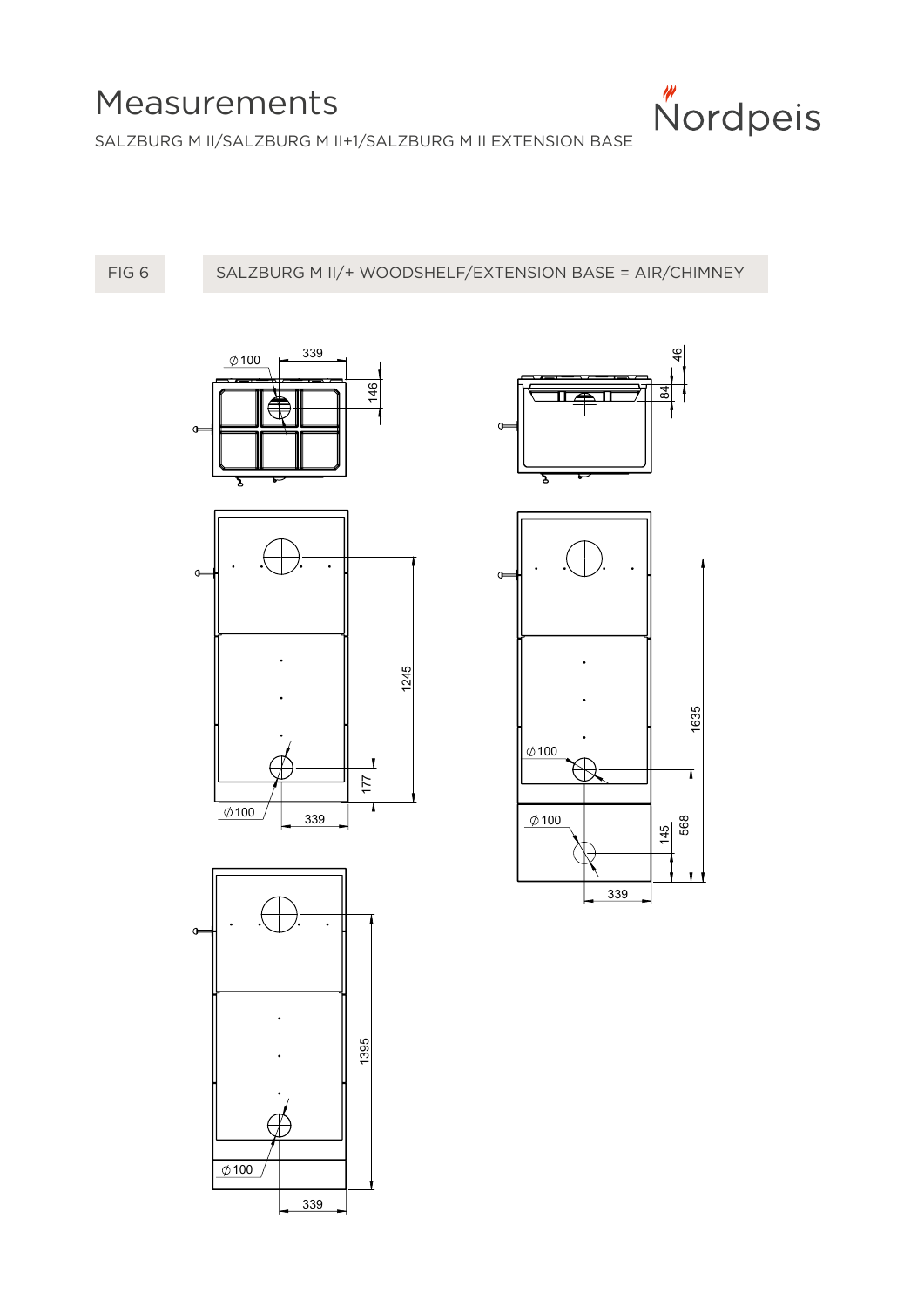# Measurements

SALZBURG M II/SALZBURG M II+1/SALZBURG M II EXTENSION BASE

FIG 6

SALZBURG M II/+ WOODSHELF/EXTENSION BASE = AIR/CHIMNEY

Ø100
339
146
46
84
1245
177
Ø100
339
1635
Ø100
Ø100
145
568
339
1395
Ø100
339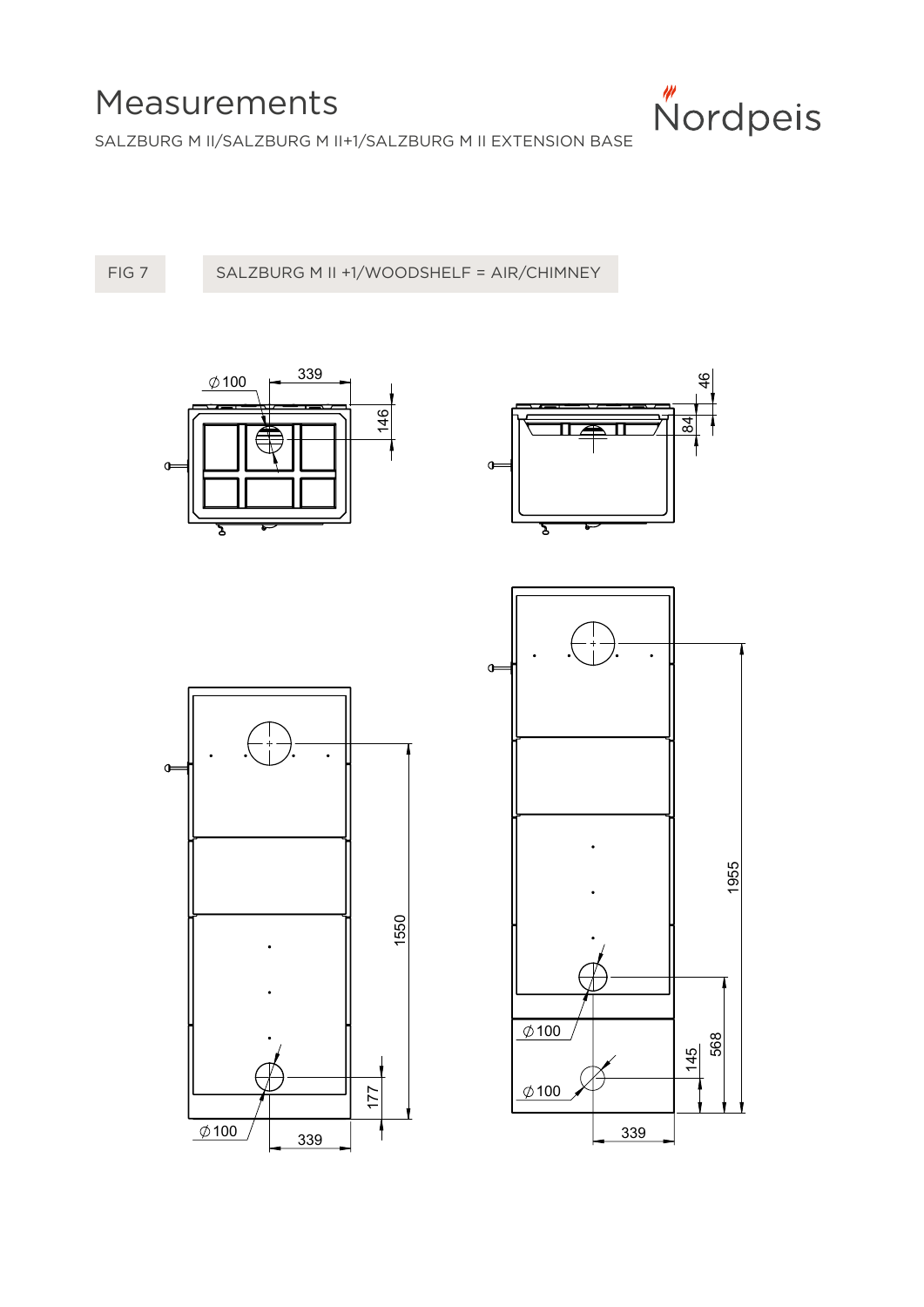# Measurements

SALZBURG M II/SALZBURG M II+1/SALZBURG M II EXTENSION BASE

FIG 7

SALZBURG M II +1/WOODSHELF = AIR/CHIMNEY

∅100
339
146
46
84
1550
177
∅100
339
1955
∅100
∅100
145
568
339